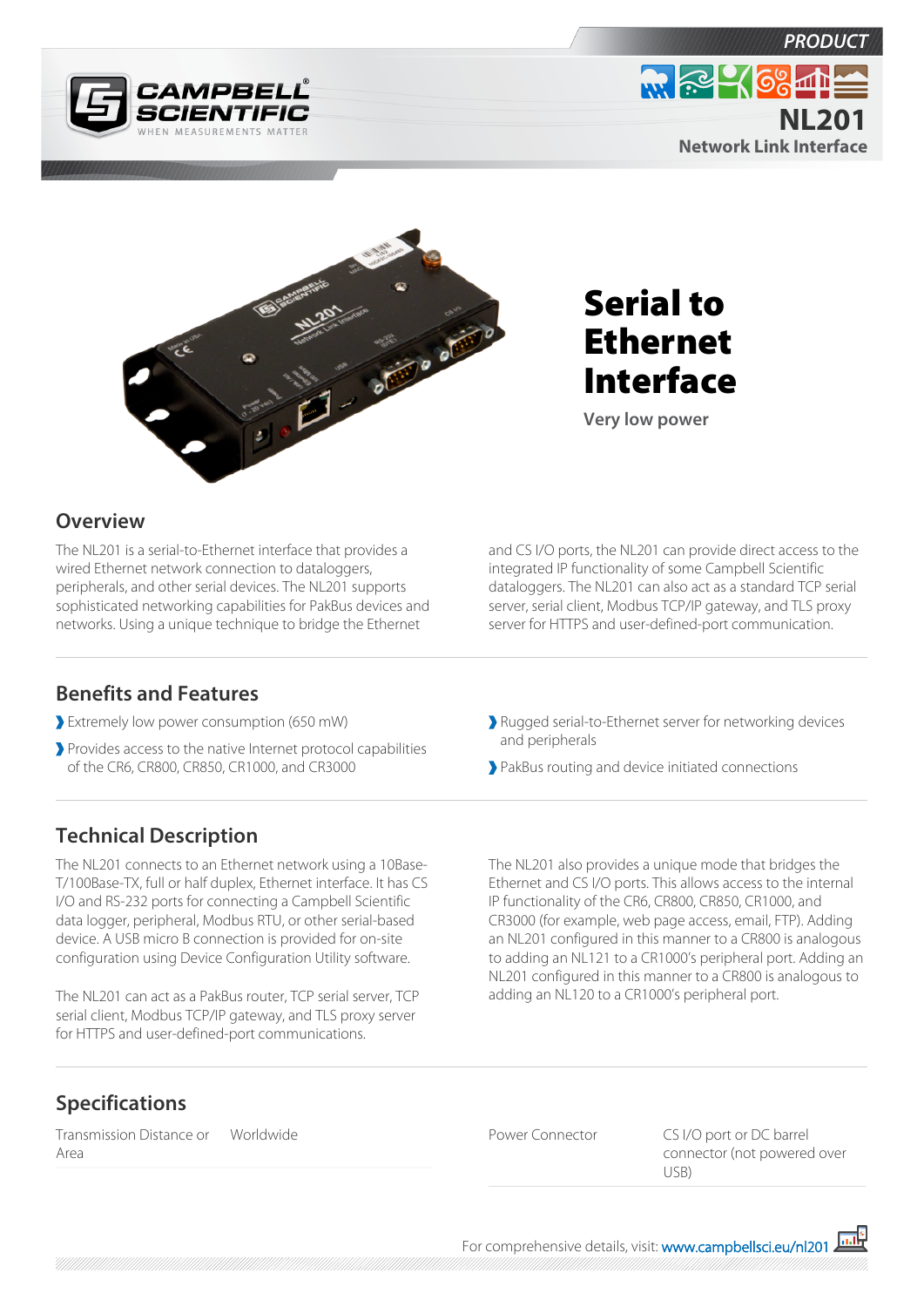PRODUCT

# NL201

Network Link Interface

# Serial to Ethernet Interface

Very low power

## Overview

The NL201 is a serial-to-Ethernet interface that provides a wired Ethernet network connection to dataloggers, peripherals, and other serial devices. The NL201 supports sophisticated networking capabilities for PakBus devices and networks. Using a unique technique to bridge the Ethernet and CS I/O ports, the NL201 can provide direct access to the integrated IP functionality of some Campbell Scientific dataloggers. The NL201 can also act as a standard TCP serial server, serial client, Modbus TCP/IP gateway, and TLS proxy server for HTTPS and user-defined-port communication.

## Benefits and Features

- Extremely low power consumption (650 mW)
- Provides access to the native Internet protocol capabilities of the CR6, CR800, CR850, CR1000, and CR3000
- Rugged serial-to-Ethernet server for networking devices and peripherals
- PakBus routing and device initiated connections

## Technical Description

The NL201 connects to an Ethernet network using a 10Base-T/100Base-TX, full or half duplex, Ethernet interface. It has CS I/O and RS-232 ports for connecting a Campbell Scientific data logger, peripheral, Modbus RTU, or other serial-based device. A USB micro B connection is provided for on-site configuration using Device Configuration Utility software.

The NL201 can act as a PakBus router, TCP serial server, TCP serial client, Modbus TCP/IP gateway, and TLS proxy server for HTTPS and user-defined-port communications.

The NL201 also provides a unique mode that bridges the Ethernet and CS I/O ports. This allows access to the internal IP functionality of the CR6, CR800, CR850, CR1000, and CR3000 (for example, web page access, email, FTP). Adding an NL201 configured in this manner to a CR800 is analogous to adding an NL121 to a CR1000's peripheral port. Adding an NL201 configured in this manner to a CR800 is analogous to adding an NL120 to a CR1000's peripheral port.

## Specifications

| | |
|---|---|
| Transmission Distance or Area | Worldwide |
| Power Connector | CS I/O port or DC barrel connector (not powered over USB) |

For comprehensive details, visit: www.campbellsci.eu/nl201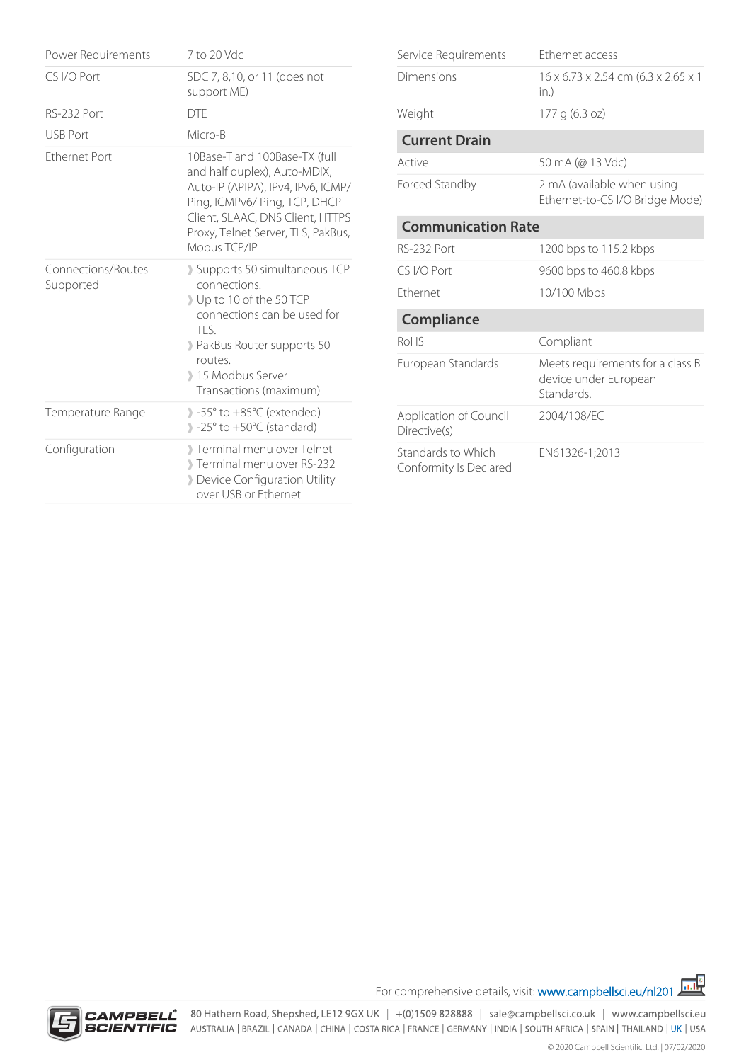| | |
|---|---|
| Power Requirements | 7 to 20 Vdc |
| CS I/O Port | SDC 7, 8,10, or 11 (does not support ME) |
| RS-232 Port | DTE |
| USB Port | Micro-B |
| Ethernet Port | 10Base-T and 100Base-TX (full and half duplex), Auto-MDIX, Auto-IP (APIPA), IPv4, IPv6, ICMP/ Ping, ICMPv6/ Ping, TCP, DHCP Client, SLAAC, DNS Client, HTTPS Proxy, Telnet Server, TLS, PakBus, Mobus TCP/IP |
| Connections/Routes Supported | • Supports 50 simultaneous TCP connections.<br>• Up to 10 of the 50 TCP connections can be used for TLS.<br>• PakBus Router supports 50 routes.<br>• 15 Modbus Server Transactions (maximum) |
| Temperature Range | • -55° to +85°C (extended)<br>• -25° to +50°C (standard) |
| Configuration | • Terminal menu over Telnet<br>• Terminal menu over RS-232<br>• Device Configuration Utility over USB or Ethernet |
| Service Requirements | Ethernet access |
| Dimensions | 16 x 6.73 x 2.54 cm (6.3 x 2.65 x 1 in.) |
| Weight | 177 g (6.3 oz) |

## Current Drain

| | |
|---|---|
| Active | 50 mA (@ 13 Vdc) |
| Forced Standby | 2 mA (available when using Ethernet-to-CS I/O Bridge Mode) |

## Communication Rate

| | |
|---|---|
| RS-232 Port | 1200 bps to 115.2 kbps |
| CS I/O Port | 9600 bps to 460.8 kbps |
| Ethernet | 10/100 Mbps |

## Compliance

| | |
|---|---|
| RoHS | Compliant |
| European Standards | Meets requirements for a class B device under European Standards. |
| Application of Council Directive(s) | 2004/108/EC |
| Standards to Which Conformity Is Declared | EN61326-1;2013 |

For comprehensive details, visit: www.campbellsci.eu/nl201

CAMPBELL SCIENTIFIC

80 Hathern Road, Shepshed, LE12 9GX UK | +(0)1509 828888 | sale@campbellsci.co.uk | www.campbellsci.eu

AUSTRALIA | BRAZIL | CANADA | CHINA | COSTA RICA | FRANCE | GERMANY | INDIA | SOUTH AFRICA | SPAIN | THAILAND | UK | USA

© 2020 Campbell Scientific, Ltd. | 07/02/2020